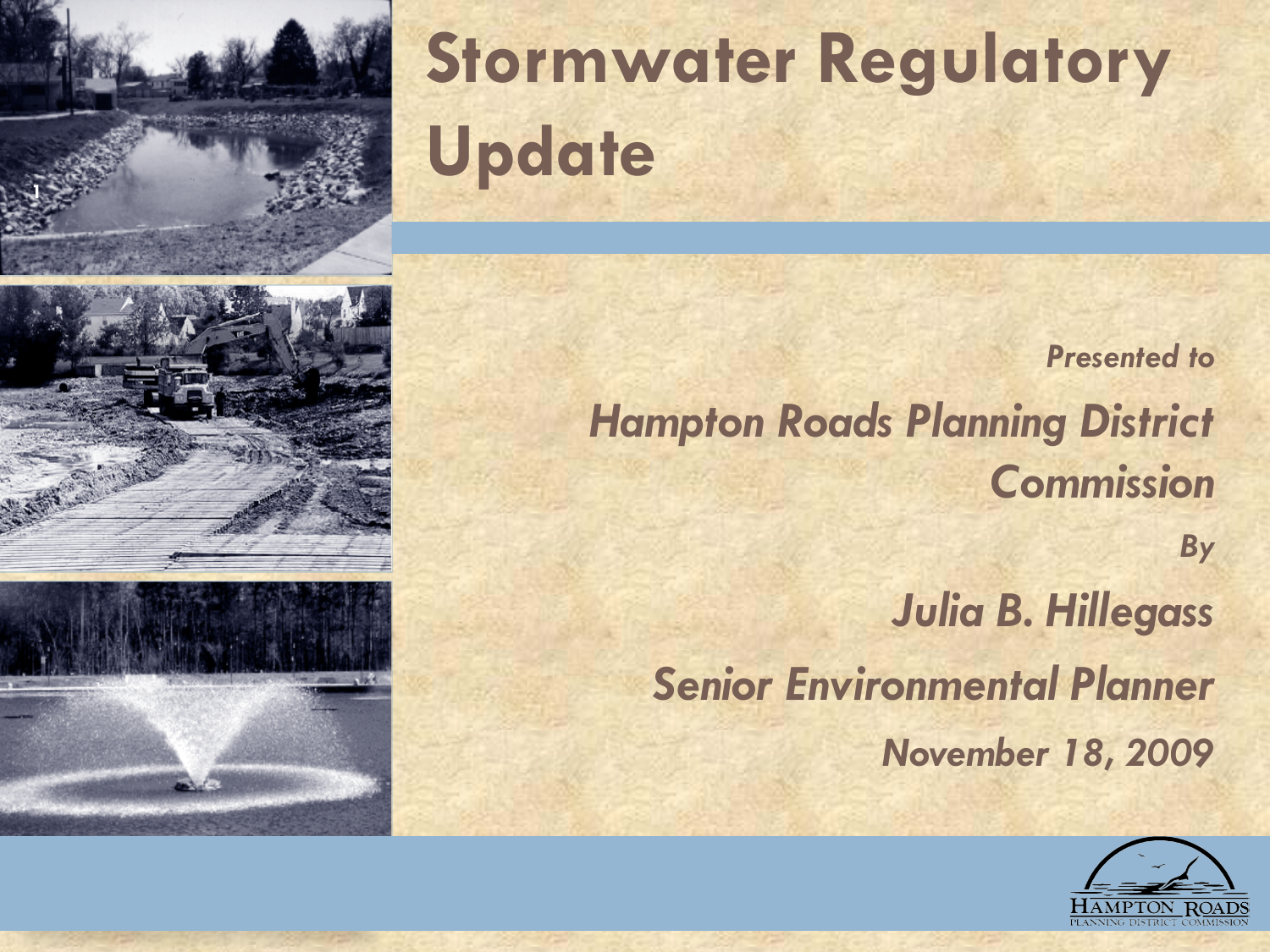# Stormwater Regulatory Update

***Presented to***

***Hampton Roads Planning District Commission***

***By***

***Julia B. Hillegass***

***Senior Environmental Planner***

***November 18, 2009***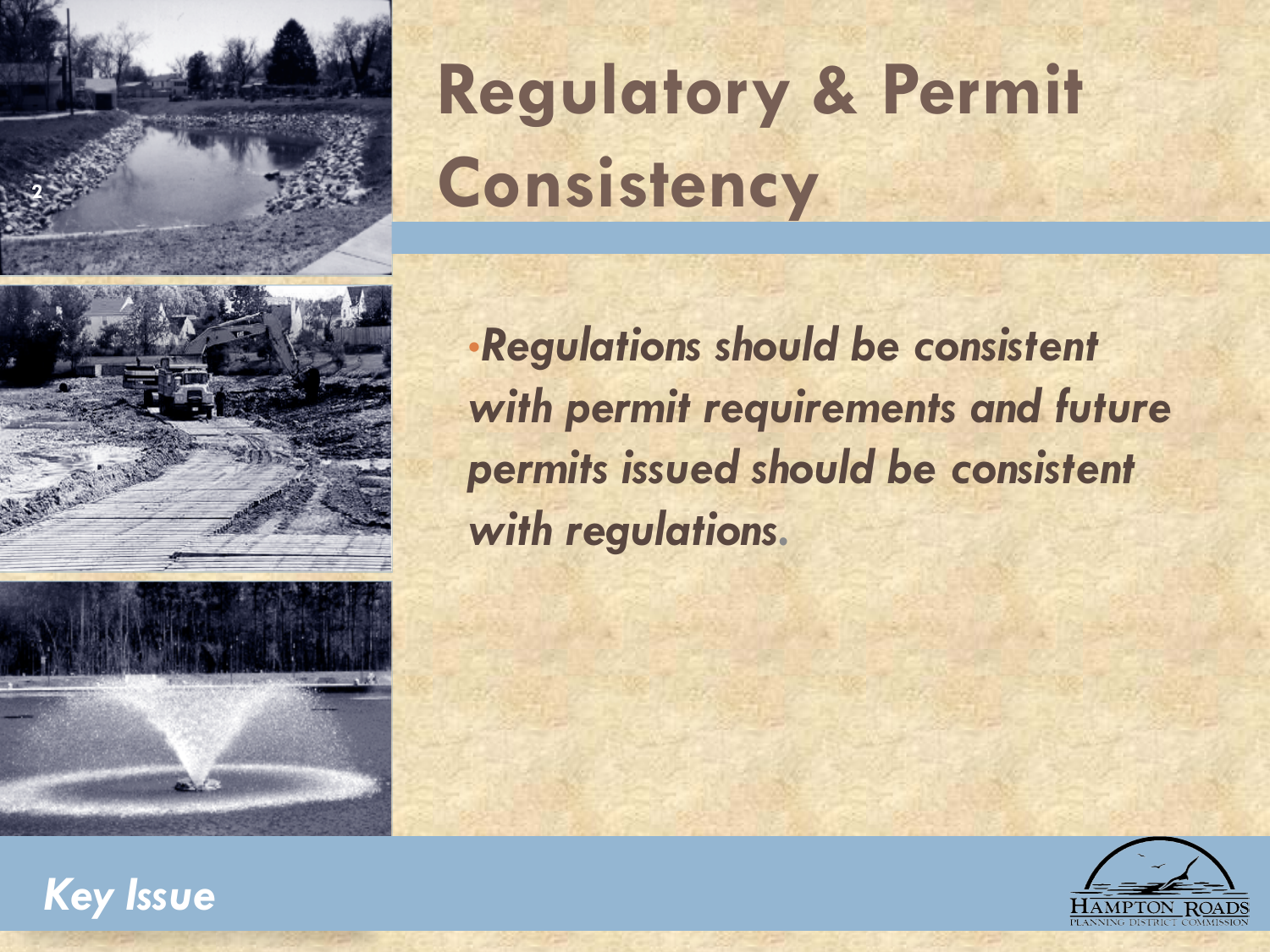# Regulatory & Permit Consistency

- *Regulations should be consistent with permit requirements and future permits issued should be consistent with regulations.*

*Key Issue*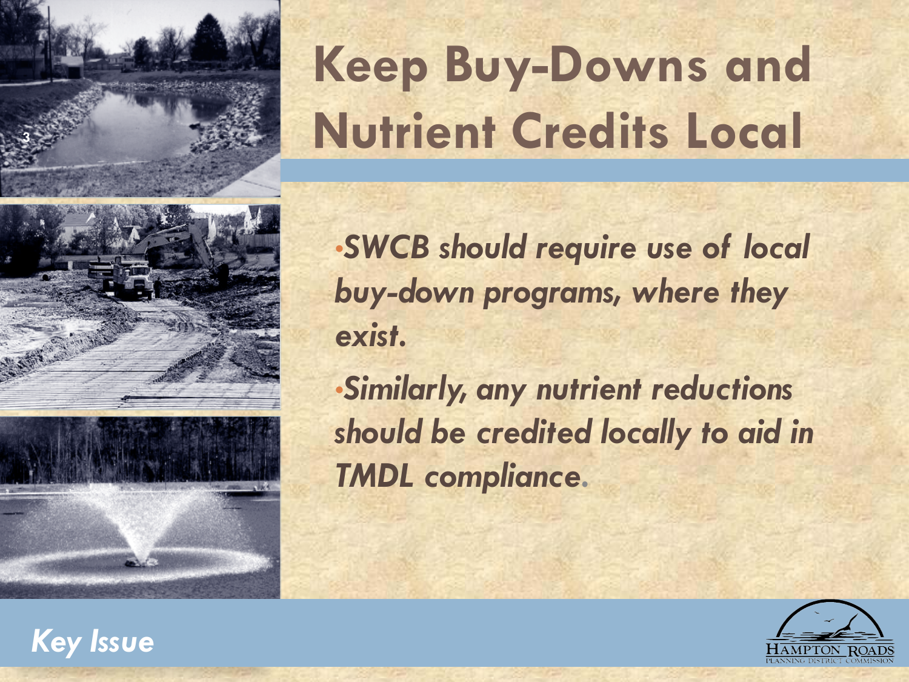# Keep Buy-Downs and Nutrient Credits Local

- *SWCB should require use of local buy-down programs, where they exist.*
- *Similarly, any nutrient reductions should be credited locally to aid in TMDL compliance.*

*Key Issue*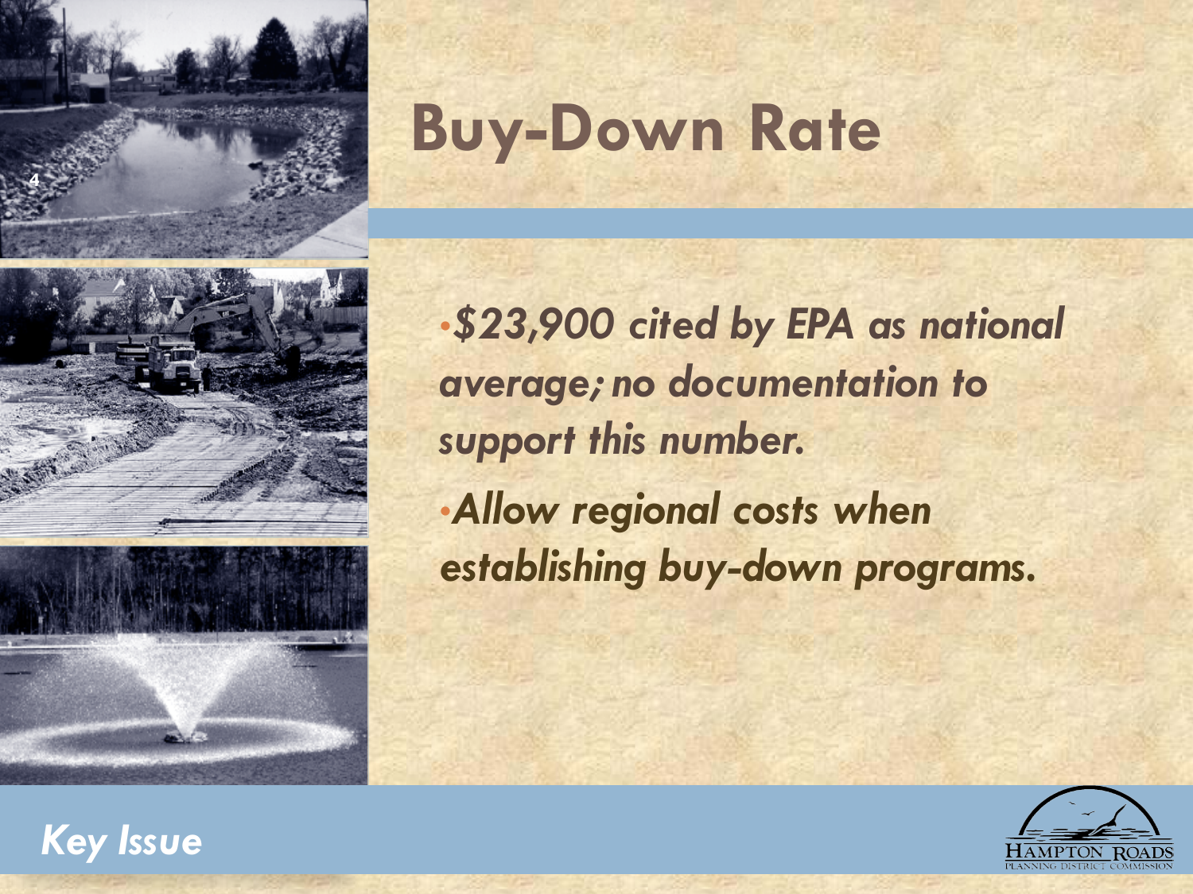# Buy-Down Rate

- *$23,900 cited by EPA as national average; no documentation to support this number.*
- ***Allow regional costs when establishing buy-down programs.***

***Key Issue***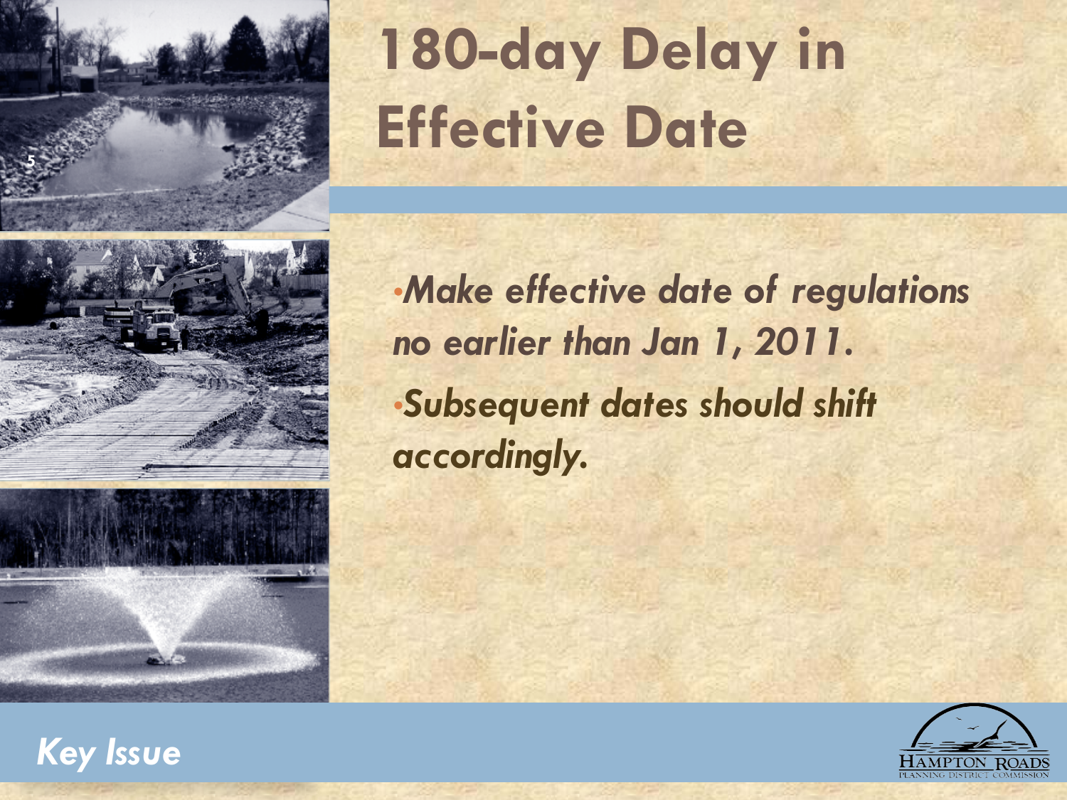# 180-day Delay in Effective Date

- *Make effective date of regulations no earlier than Jan 1, 2011.*
- *Subsequent dates should shift accordingly.*

*Key Issue*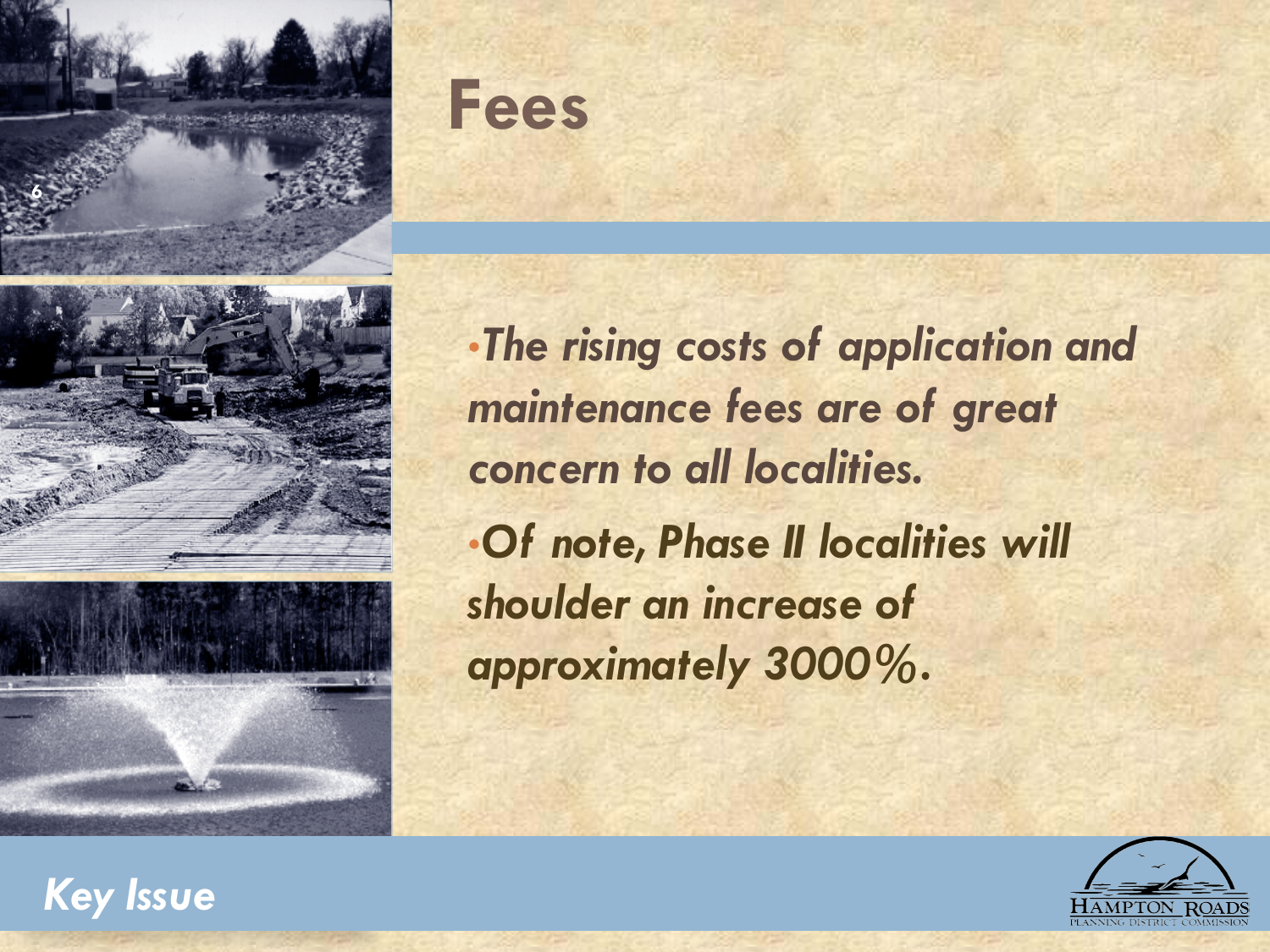# Fees

- *The rising costs of application and maintenance fees are of great concern to all localities.*
- *Of note, Phase II localities will shoulder an increase of approximately 3000%.*

*Key Issue*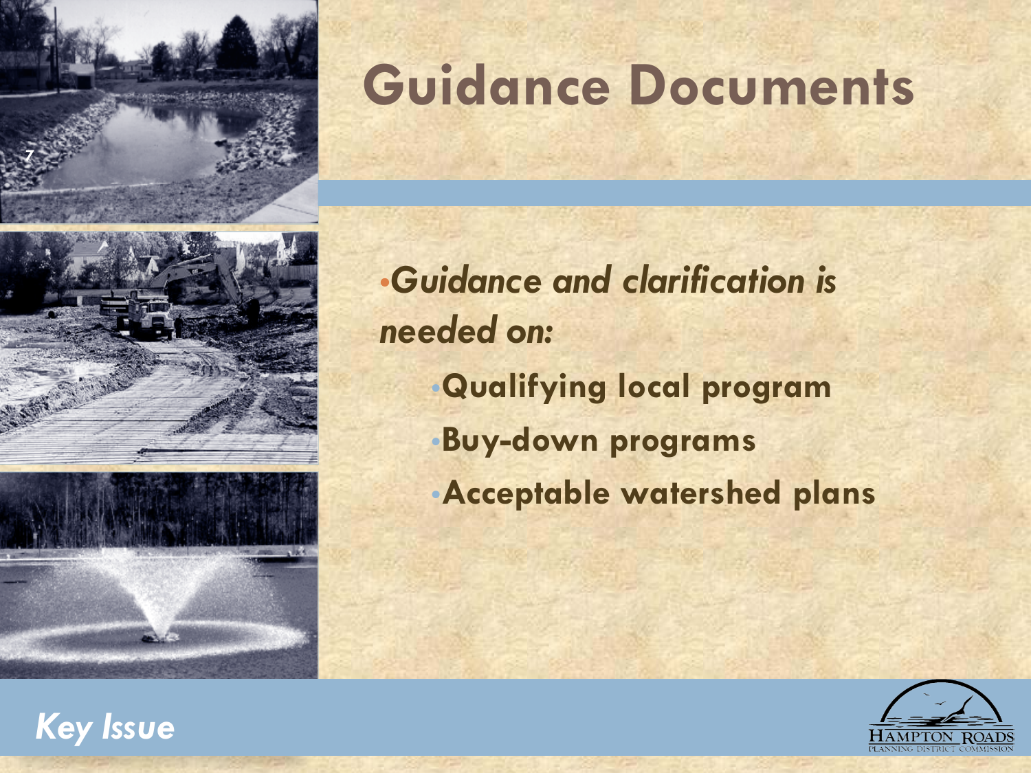# Guidance Documents

- *Guidance and clarification is needed on:*
  - **Qualifying local program**
  - **Buy-down programs**
  - **Acceptable watershed plans**

*Key Issue*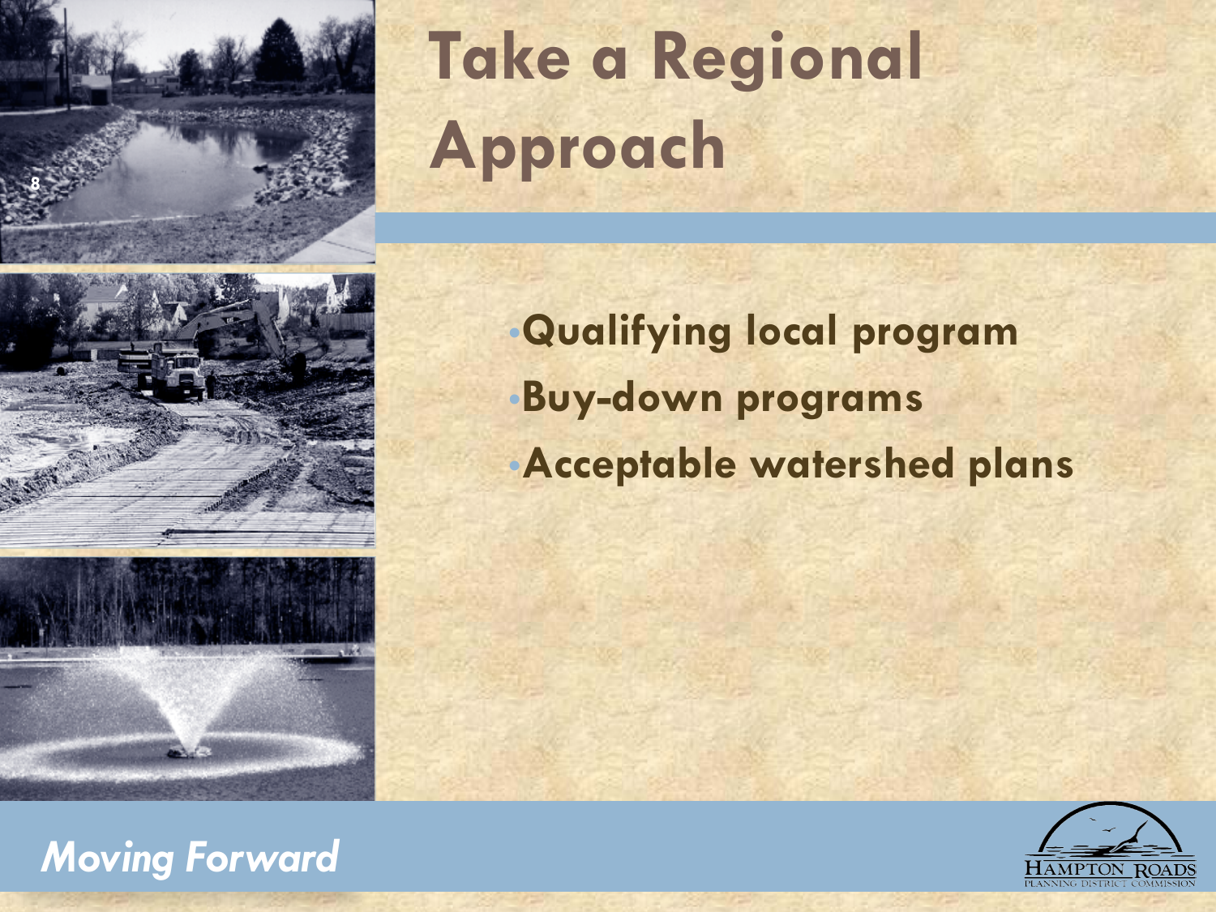# Take a Regional Approach

- Qualifying local program
- Buy-down programs
- Acceptable watershed plans

*Moving Forward*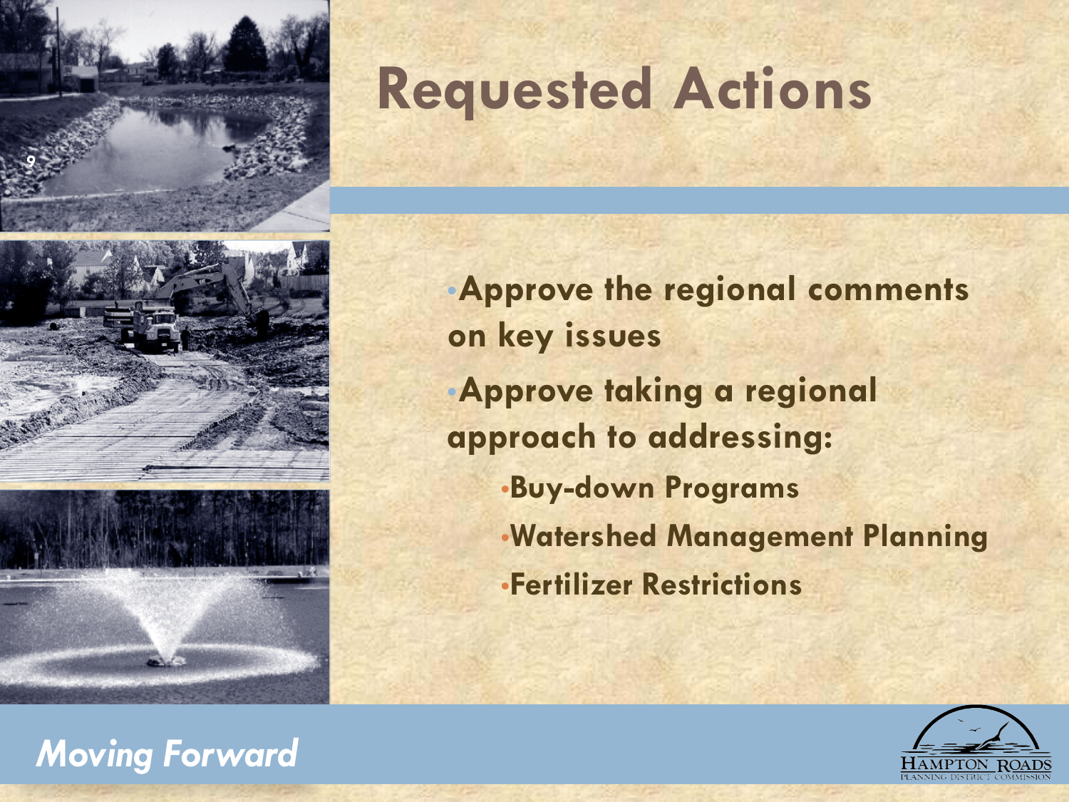# Requested Actions

- Approve the regional comments on key issues
- Approve taking a regional approach to addressing:
  - Buy-down Programs
  - Watershed Management Planning
  - Fertilizer Restrictions

*Moving Forward*